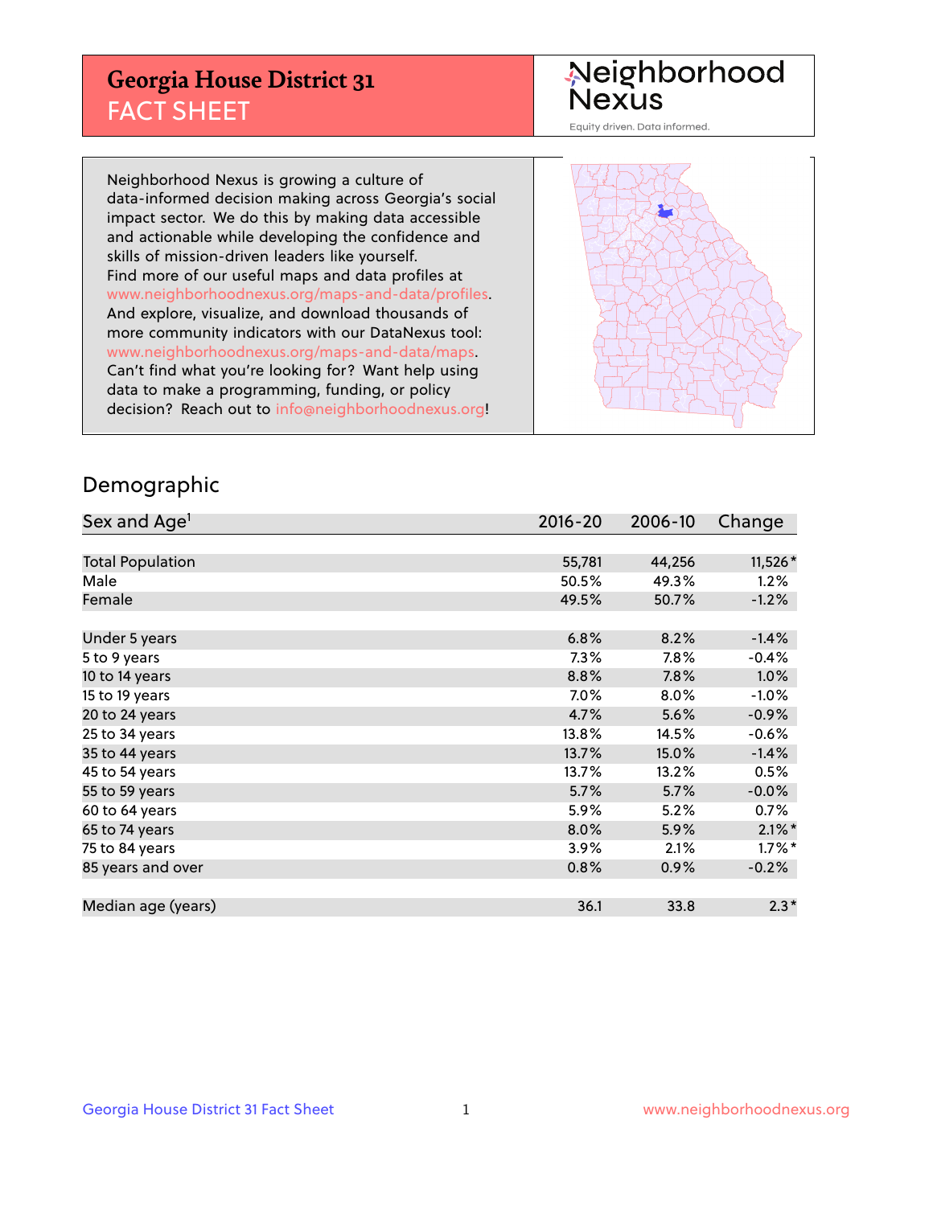# Georgia House District 31
## FACT SHEET

Neighborhood Nexus

Equity driven. Data informed.

Neighborhood Nexus is growing a culture of data-informed decision making across Georgia's social impact sector. We do this by making data accessible and actionable while developing the confidence and skills of mission-driven leaders like yourself. Find more of our useful maps and data profiles at www.neighborhoodnexus.org/maps-and-data/profiles. And explore, visualize, and download thousands of more community indicators with our DataNexus tool: www.neighborhoodnexus.org/maps-and-data/maps. Can't find what you're looking for? Want help using data to make a programming, funding, or policy decision? Reach out to info@neighborhoodnexus.org!

## Demographic

| Sex and Age[1] | 2016-20 | 2006-10 | Change |
|---|---|---|---|
| Total Population | 55,781 | 44,256 | 11,526* |
| Male | 50.5% | 49.3% | 1.2% |
| Female | 49.5% | 50.7% | -1.2% |
| Under 5 years | 6.8% | 8.2% | -1.4% |
| 5 to 9 years | 7.3% | 7.8% | -0.4% |
| 10 to 14 years | 8.8% | 7.8% | 1.0% |
| 15 to 19 years | 7.0% | 8.0% | -1.0% |
| 20 to 24 years | 4.7% | 5.6% | -0.9% |
| 25 to 34 years | 13.8% | 14.5% | -0.6% |
| 35 to 44 years | 13.7% | 15.0% | -1.4% |
| 45 to 54 years | 13.7% | 13.2% | 0.5% |
| 55 to 59 years | 5.7% | 5.7% | -0.0% |
| 60 to 64 years | 5.9% | 5.2% | 0.7% |
| 65 to 74 years | 8.0% | 5.9% | 2.1%* |
| 75 to 84 years | 3.9% | 2.1% | 1.7%* |
| 85 years and over | 0.8% | 0.9% | -0.2% |
| Median age (years) | 36.1 | 33.8 | 2.3* |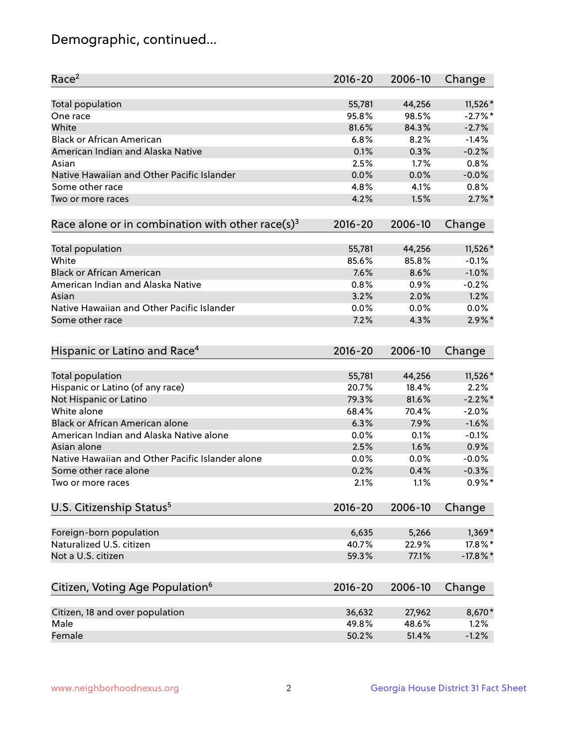## Demographic, continued...

| Race[2] | 2016-20 | 2006-10 | Change |
|---|---|---|---|
| Total population | 55,781 | 44,256 | 11,526* |
| One race | 95.8% | 98.5% | -2.7%* |
| White | 81.6% | 84.3% | -2.7% |
| Black or African American | 6.8% | 8.2% | -1.4% |
| American Indian and Alaska Native | 0.1% | 0.3% | -0.2% |
| Asian | 2.5% | 1.7% | 0.8% |
| Native Hawaiian and Other Pacific Islander | 0.0% | 0.0% | -0.0% |
| Some other race | 4.8% | 4.1% | 0.8% |
| Two or more races | 4.2% | 1.5% | 2.7%* |

| Race alone or in combination with other race(s)[3] | 2016-20 | 2006-10 | Change |
|---|---|---|---|
| Total population | 55,781 | 44,256 | 11,526* |
| White | 85.6% | 85.8% | -0.1% |
| Black or African American | 7.6% | 8.6% | -1.0% |
| American Indian and Alaska Native | 0.8% | 0.9% | -0.2% |
| Asian | 3.2% | 2.0% | 1.2% |
| Native Hawaiian and Other Pacific Islander | 0.0% | 0.0% | 0.0% |
| Some other race | 7.2% | 4.3% | 2.9%* |

| Hispanic or Latino and Race[4] | 2016-20 | 2006-10 | Change |
|---|---|---|---|
| Total population | 55,781 | 44,256 | 11,526* |
| Hispanic or Latino (of any race) | 20.7% | 18.4% | 2.2% |
| Not Hispanic or Latino | 79.3% | 81.6% | -2.2%* |
| White alone | 68.4% | 70.4% | -2.0% |
| Black or African American alone | 6.3% | 7.9% | -1.6% |
| American Indian and Alaska Native alone | 0.0% | 0.1% | -0.1% |
| Asian alone | 2.5% | 1.6% | 0.9% |
| Native Hawaiian and Other Pacific Islander alone | 0.0% | 0.0% | -0.0% |
| Some other race alone | 0.2% | 0.4% | -0.3% |
| Two or more races | 2.1% | 1.1% | 0.9%* |

| U.S. Citizenship Status[5] | 2016-20 | 2006-10 | Change |
|---|---|---|---|
| Foreign-born population | 6,635 | 5,266 | 1,369* |
| Naturalized U.S. citizen | 40.7% | 22.9% | 17.8%* |
| Not a U.S. citizen | 59.3% | 77.1% | -17.8%* |

| Citizen, Voting Age Population[6] | 2016-20 | 2006-10 | Change |
|---|---|---|---|
| Citizen, 18 and over population | 36,632 | 27,962 | 8,670* |
| Male | 49.8% | 48.6% | 1.2% |
| Female | 50.2% | 51.4% | -1.2% |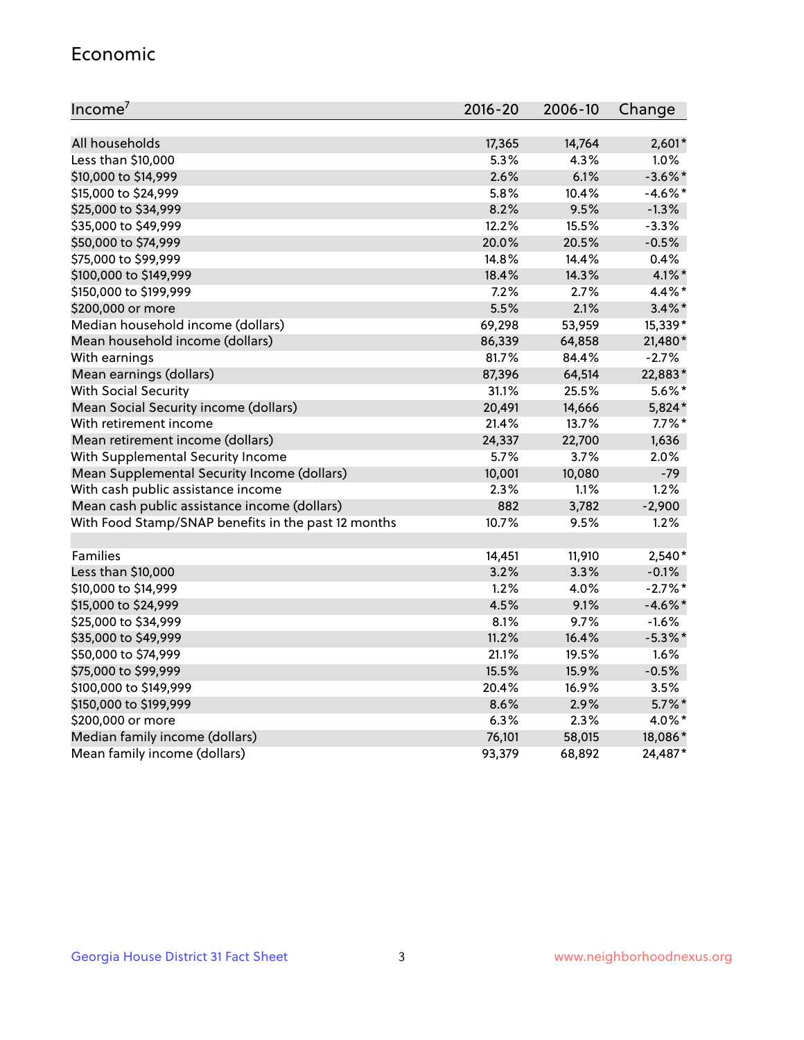## Economic

| Income[7] | 2016-20 | 2006-10 | Change |
|---|---|---|---|
| All households | 17,365 | 14,764 | 2,601* |
| Less than $10,000 | 5.3% | 4.3% | 1.0% |
| $10,000 to $14,999 | 2.6% | 6.1% | -3.6%* |
| $15,000 to $24,999 | 5.8% | 10.4% | -4.6%* |
| $25,000 to $34,999 | 8.2% | 9.5% | -1.3% |
| $35,000 to $49,999 | 12.2% | 15.5% | -3.3% |
| $50,000 to $74,999 | 20.0% | 20.5% | -0.5% |
| $75,000 to $99,999 | 14.8% | 14.4% | 0.4% |
| $100,000 to $149,999 | 18.4% | 14.3% | 4.1%* |
| $150,000 to $199,999 | 7.2% | 2.7% | 4.4%* |
| $200,000 or more | 5.5% | 2.1% | 3.4%* |
| Median household income (dollars) | 69,298 | 53,959 | 15,339* |
| Mean household income (dollars) | 86,339 | 64,858 | 21,480* |
| With earnings | 81.7% | 84.4% | -2.7% |
| Mean earnings (dollars) | 87,396 | 64,514 | 22,883* |
| With Social Security | 31.1% | 25.5% | 5.6%* |
| Mean Social Security income (dollars) | 20,491 | 14,666 | 5,824* |
| With retirement income | 21.4% | 13.7% | 7.7%* |
| Mean retirement income (dollars) | 24,337 | 22,700 | 1,636 |
| With Supplemental Security Income | 5.7% | 3.7% | 2.0% |
| Mean Supplemental Security Income (dollars) | 10,001 | 10,080 | -79 |
| With cash public assistance income | 2.3% | 1.1% | 1.2% |
| Mean cash public assistance income (dollars) | 882 | 3,782 | -2,900 |
| With Food Stamp/SNAP benefits in the past 12 months | 10.7% | 9.5% | 1.2% |
| | | | |
| Families | 14,451 | 11,910 | 2,540* |
| Less than $10,000 | 3.2% | 3.3% | -0.1% |
| $10,000 to $14,999 | 1.2% | 4.0% | -2.7%* |
| $15,000 to $24,999 | 4.5% | 9.1% | -4.6%* |
| $25,000 to $34,999 | 8.1% | 9.7% | -1.6% |
| $35,000 to $49,999 | 11.2% | 16.4% | -5.3%* |
| $50,000 to $74,999 | 21.1% | 19.5% | 1.6% |
| $75,000 to $99,999 | 15.5% | 15.9% | -0.5% |
| $100,000 to $149,999 | 20.4% | 16.9% | 3.5% |
| $150,000 to $199,999 | 8.6% | 2.9% | 5.7%* |
| $200,000 or more | 6.3% | 2.3% | 4.0%* |
| Median family income (dollars) | 76,101 | 58,015 | 18,086* |
| Mean family income (dollars) | 93,379 | 68,892 | 24,487* |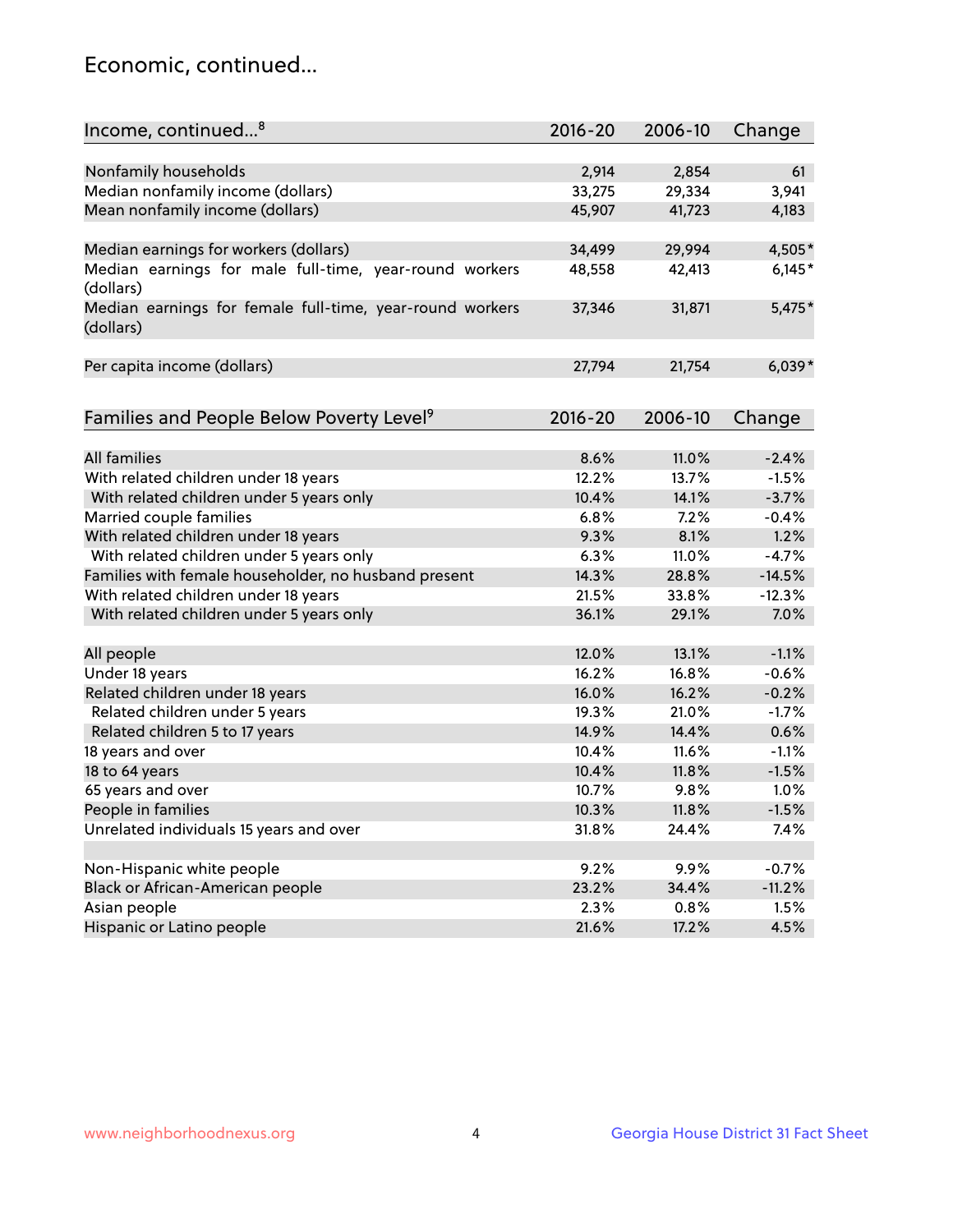## Economic, continued...

| Income, continued...[8] | 2016-20 | 2006-10 | Change |
|---|---|---|---|
| Nonfamily households | 2,914 | 2,854 | 61 |
| Median nonfamily income (dollars) | 33,275 | 29,334 | 3,941 |
| Mean nonfamily income (dollars) | 45,907 | 41,723 | 4,183 |
| Median earnings for workers (dollars) | 34,499 | 29,994 | 4,505* |
| Median earnings for male full-time, year-round workers (dollars) | 48,558 | 42,413 | 6,145* |
| Median earnings for female full-time, year-round workers (dollars) | 37,346 | 31,871 | 5,475* |
| Per capita income (dollars) | 27,794 | 21,754 | 6,039* |

| Families and People Below Poverty Level[9] | 2016-20 | 2006-10 | Change |
|---|---|---|---|
| All families | 8.6% | 11.0% | -2.4% |
| With related children under 18 years | 12.2% | 13.7% | -1.5% |
| With related children under 5 years only | 10.4% | 14.1% | -3.7% |
| Married couple families | 6.8% | 7.2% | -0.4% |
| With related children under 18 years | 9.3% | 8.1% | 1.2% |
| With related children under 5 years only | 6.3% | 11.0% | -4.7% |
| Families with female householder, no husband present | 14.3% | 28.8% | -14.5% |
| With related children under 18 years | 21.5% | 33.8% | -12.3% |
| With related children under 5 years only | 36.1% | 29.1% | 7.0% |
| All people | 12.0% | 13.1% | -1.1% |
| Under 18 years | 16.2% | 16.8% | -0.6% |
| Related children under 18 years | 16.0% | 16.2% | -0.2% |
| Related children under 5 years | 19.3% | 21.0% | -1.7% |
| Related children 5 to 17 years | 14.9% | 14.4% | 0.6% |
| 18 years and over | 10.4% | 11.6% | -1.1% |
| 18 to 64 years | 10.4% | 11.8% | -1.5% |
| 65 years and over | 10.7% | 9.8% | 1.0% |
| People in families | 10.3% | 11.8% | -1.5% |
| Unrelated individuals 15 years and over | 31.8% | 24.4% | 7.4% |
| Non-Hispanic white people | 9.2% | 9.9% | -0.7% |
| Black or African-American people | 23.2% | 34.4% | -11.2% |
| Asian people | 2.3% | 0.8% | 1.5% |
| Hispanic or Latino people | 21.6% | 17.2% | 4.5% |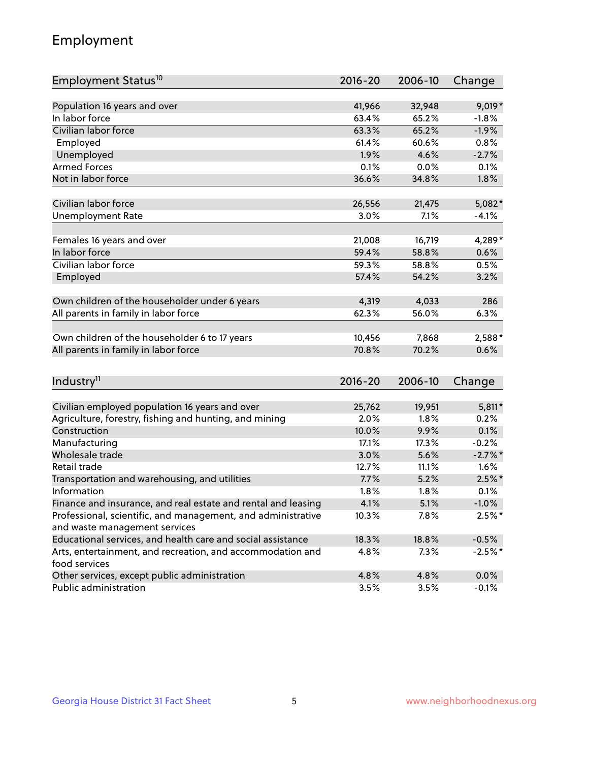## Employment

| Employment Status[10] | 2016-20 | 2006-10 | Change |
|---|---|---|---|
| Population 16 years and over | 41,966 | 32,948 | 9,019* |
| In labor force | 63.4% | 65.2% | -1.8% |
| Civilian labor force | 63.3% | 65.2% | -1.9% |
| Employed | 61.4% | 60.6% | 0.8% |
| Unemployed | 1.9% | 4.6% | -2.7% |
| Armed Forces | 0.1% | 0.0% | 0.1% |
| Not in labor force | 36.6% | 34.8% | 1.8% |
| | | | |
| Civilian labor force | 26,556 | 21,475 | 5,082* |
| Unemployment Rate | 3.0% | 7.1% | -4.1% |
| | | | |
| Females 16 years and over | 21,008 | 16,719 | 4,289* |
| In labor force | 59.4% | 58.8% | 0.6% |
| Civilian labor force | 59.3% | 58.8% | 0.5% |
| Employed | 57.4% | 54.2% | 3.2% |
| | | | |
| Own children of the householder under 6 years | 4,319 | 4,033 | 286 |
| All parents in family in labor force | 62.3% | 56.0% | 6.3% |
| | | | |
| Own children of the householder 6 to 17 years | 10,456 | 7,868 | 2,588* |
| All parents in family in labor force | 70.8% | 70.2% | 0.6% |

| Industry[11] | 2016-20 | 2006-10 | Change |
|---|---|---|---|
| Civilian employed population 16 years and over | 25,762 | 19,951 | 5,811* |
| Agriculture, forestry, fishing and hunting, and mining | 2.0% | 1.8% | 0.2% |
| Construction | 10.0% | 9.9% | 0.1% |
| Manufacturing | 17.1% | 17.3% | -0.2% |
| Wholesale trade | 3.0% | 5.6% | -2.7%* |
| Retail trade | 12.7% | 11.1% | 1.6% |
| Transportation and warehousing, and utilities | 7.7% | 5.2% | 2.5%* |
| Information | 1.8% | 1.8% | 0.1% |
| Finance and insurance, and real estate and rental and leasing | 4.1% | 5.1% | -1.0% |
| Professional, scientific, and management, and administrative and waste management services | 10.3% | 7.8% | 2.5%* |
| Educational services, and health care and social assistance | 18.3% | 18.8% | -0.5% |
| Arts, entertainment, and recreation, and accommodation and food services | 4.8% | 7.3% | -2.5%* |
| Other services, except public administration | 4.8% | 4.8% | 0.0% |
| Public administration | 3.5% | 3.5% | -0.1% |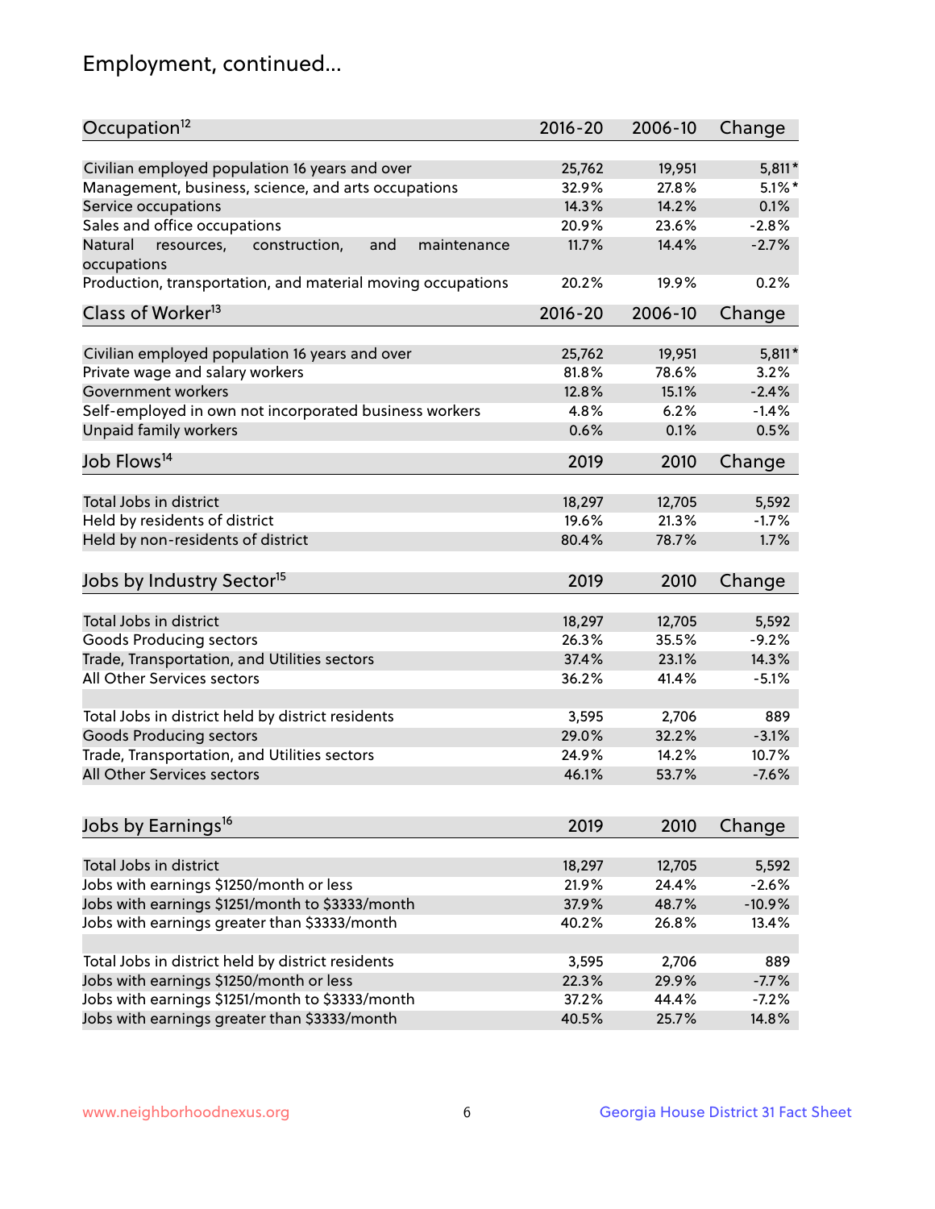# Employment, continued...

| Occupation[12] | 2016-20 | 2006-10 | Change |
|---|---|---|---|
| Civilian employed population 16 years and over | 25,762 | 19,951 | 5,811* |
| Management, business, science, and arts occupations | 32.9% | 27.8% | 5.1%* |
| Service occupations | 14.3% | 14.2% | 0.1% |
| Sales and office occupations | 20.9% | 23.6% | -2.8% |
| Natural resources, construction, and maintenance occupations | 11.7% | 14.4% | -2.7% |
| Production, transportation, and material moving occupations | 20.2% | 19.9% | 0.2% |

| Class of Worker[13] | 2016-20 | 2006-10 | Change |
|---|---|---|---|
| Civilian employed population 16 years and over | 25,762 | 19,951 | 5,811* |
| Private wage and salary workers | 81.8% | 78.6% | 3.2% |
| Government workers | 12.8% | 15.1% | -2.4% |
| Self-employed in own not incorporated business workers | 4.8% | 6.2% | -1.4% |
| Unpaid family workers | 0.6% | 0.1% | 0.5% |

| Job Flows[14] | 2019 | 2010 | Change |
|---|---|---|---|
| Total Jobs in district | 18,297 | 12,705 | 5,592 |
| Held by residents of district | 19.6% | 21.3% | -1.7% |
| Held by non-residents of district | 80.4% | 78.7% | 1.7% |

| Jobs by Industry Sector[15] | 2019 | 2010 | Change |
|---|---|---|---|
| Total Jobs in district | 18,297 | 12,705 | 5,592 |
| Goods Producing sectors | 26.3% | 35.5% | -9.2% |
| Trade, Transportation, and Utilities sectors | 37.4% | 23.1% | 14.3% |
| All Other Services sectors | 36.2% | 41.4% | -5.1% |
| | | | |
| Total Jobs in district held by district residents | 3,595 | 2,706 | 889 |
| Goods Producing sectors | 29.0% | 32.2% | -3.1% |
| Trade, Transportation, and Utilities sectors | 24.9% | 14.2% | 10.7% |
| All Other Services sectors | 46.1% | 53.7% | -7.6% |

| Jobs by Earnings[16] | 2019 | 2010 | Change |
|---|---|---|---|
| Total Jobs in district | 18,297 | 12,705 | 5,592 |
| Jobs with earnings $1250/month or less | 21.9% | 24.4% | -2.6% |
| Jobs with earnings $1251/month to $3333/month | 37.9% | 48.7% | -10.9% |
| Jobs with earnings greater than $3333/month | 40.2% | 26.8% | 13.4% |
| | | | |
| Total Jobs in district held by district residents | 3,595 | 2,706 | 889 |
| Jobs with earnings $1250/month or less | 22.3% | 29.9% | -7.7% |
| Jobs with earnings $1251/month to $3333/month | 37.2% | 44.4% | -7.2% |
| Jobs with earnings greater than $3333/month | 40.5% | 25.7% | 14.8% |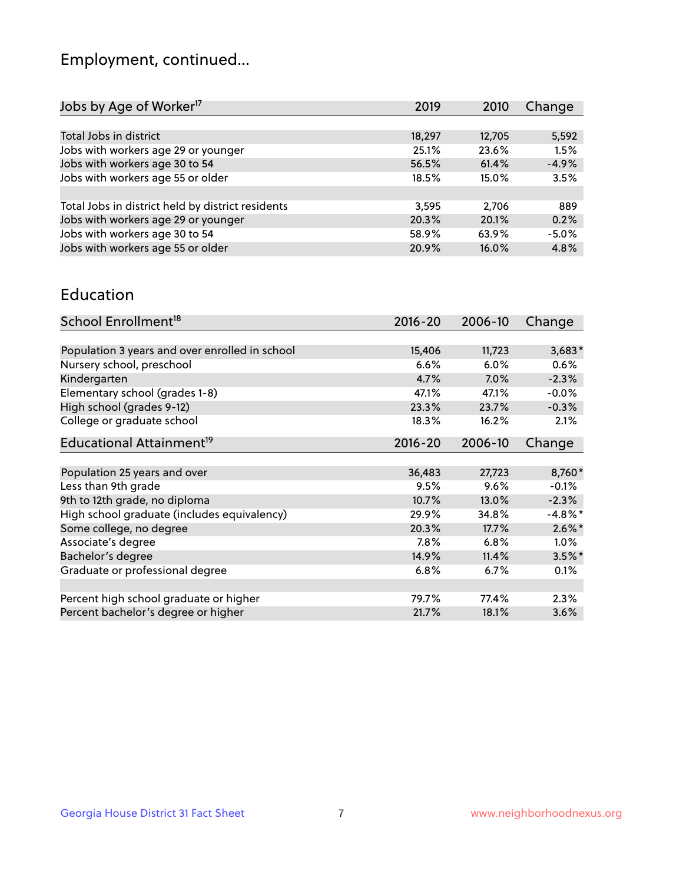# Employment, continued...

| Jobs by Age of Worker[17] | 2019 | 2010 | Change |
|---|---|---|---|
| Total Jobs in district | 18,297 | 12,705 | 5,592 |
| Jobs with workers age 29 or younger | 25.1% | 23.6% | 1.5% |
| Jobs with workers age 30 to 54 | 56.5% | 61.4% | -4.9% |
| Jobs with workers age 55 or older | 18.5% | 15.0% | 3.5% |
| | | | |
| Total Jobs in district held by district residents | 3,595 | 2,706 | 889 |
| Jobs with workers age 29 or younger | 20.3% | 20.1% | 0.2% |
| Jobs with workers age 30 to 54 | 58.9% | 63.9% | -5.0% |
| Jobs with workers age 55 or older | 20.9% | 16.0% | 4.8% |

## Education

| School Enrollment[18] | 2016-20 | 2006-10 | Change |
|---|---|---|---|
| Population 3 years and over enrolled in school | 15,406 | 11,723 | 3,683* |
| Nursery school, preschool | 6.6% | 6.0% | 0.6% |
| Kindergarten | 4.7% | 7.0% | -2.3% |
| Elementary school (grades 1-8) | 47.1% | 47.1% | -0.0% |
| High school (grades 9-12) | 23.3% | 23.7% | -0.3% |
| College or graduate school | 18.3% | 16.2% | 2.1% |

| Educational Attainment[19] | 2016-20 | 2006-10 | Change |
|---|---|---|---|
| Population 25 years and over | 36,483 | 27,723 | 8,760* |
| Less than 9th grade | 9.5% | 9.6% | -0.1% |
| 9th to 12th grade, no diploma | 10.7% | 13.0% | -2.3% |
| High school graduate (includes equivalency) | 29.9% | 34.8% | -4.8%* |
| Some college, no degree | 20.3% | 17.7% | 2.6%* |
| Associate's degree | 7.8% | 6.8% | 1.0% |
| Bachelor's degree | 14.9% | 11.4% | 3.5%* |
| Graduate or professional degree | 6.8% | 6.7% | 0.1% |
| | | | |
| Percent high school graduate or higher | 79.7% | 77.4% | 2.3% |
| Percent bachelor's degree or higher | 21.7% | 18.1% | 3.6% |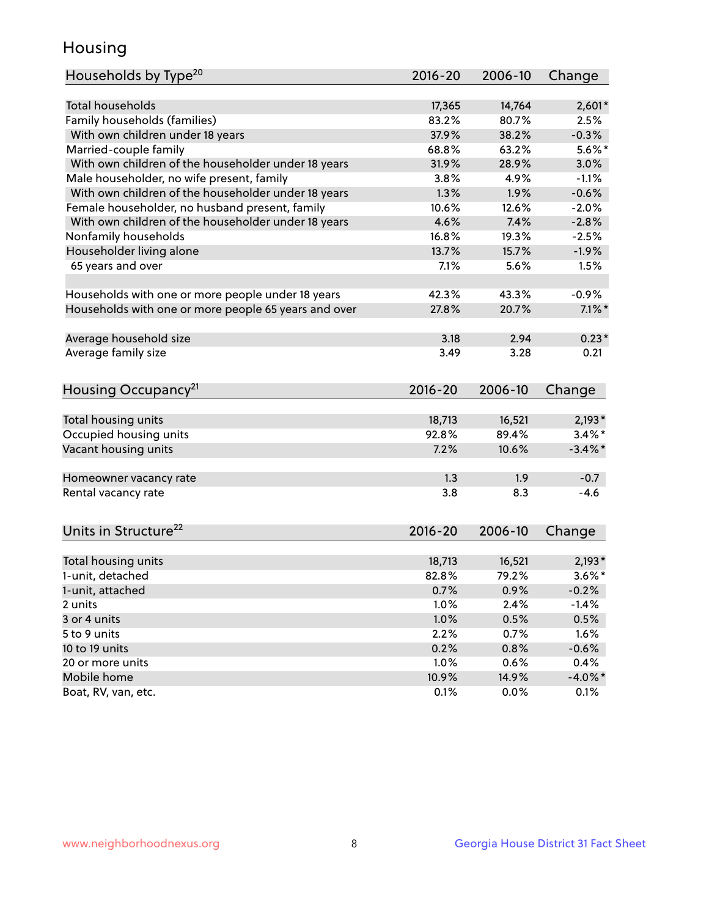# Housing

| Households by Type[20] | 2016-20 | 2006-10 | Change |
|---|---|---|---|
| Total households | 17,365 | 14,764 | 2,601* |
| Family households (families) | 83.2% | 80.7% | 2.5% |
| With own children under 18 years | 37.9% | 38.2% | -0.3% |
| Married-couple family | 68.8% | 63.2% | 5.6%* |
| With own children of the householder under 18 years | 31.9% | 28.9% | 3.0% |
| Male householder, no wife present, family | 3.8% | 4.9% | -1.1% |
| With own children of the householder under 18 years | 1.3% | 1.9% | -0.6% |
| Female householder, no husband present, family | 10.6% | 12.6% | -2.0% |
| With own children of the householder under 18 years | 4.6% | 7.4% | -2.8% |
| Nonfamily households | 16.8% | 19.3% | -2.5% |
| Householder living alone | 13.7% | 15.7% | -1.9% |
| 65 years and over | 7.1% | 5.6% | 1.5% |
| Households with one or more people under 18 years | 42.3% | 43.3% | -0.9% |
| Households with one or more people 65 years and over | 27.8% | 20.7% | 7.1%* |
| Average household size | 3.18 | 2.94 | 0.23* |
| Average family size | 3.49 | 3.28 | 0.21 |

| Housing Occupancy[21] | 2016-20 | 2006-10 | Change |
|---|---|---|---|
| Total housing units | 18,713 | 16,521 | 2,193* |
| Occupied housing units | 92.8% | 89.4% | 3.4%* |
| Vacant housing units | 7.2% | 10.6% | -3.4%* |
| Homeowner vacancy rate | 1.3 | 1.9 | -0.7 |
| Rental vacancy rate | 3.8 | 8.3 | -4.6 |

| Units in Structure[22] | 2016-20 | 2006-10 | Change |
|---|---|---|---|
| Total housing units | 18,713 | 16,521 | 2,193* |
| 1-unit, detached | 82.8% | 79.2% | 3.6%* |
| 1-unit, attached | 0.7% | 0.9% | -0.2% |
| 2 units | 1.0% | 2.4% | -1.4% |
| 3 or 4 units | 1.0% | 0.5% | 0.5% |
| 5 to 9 units | 2.2% | 0.7% | 1.6% |
| 10 to 19 units | 0.2% | 0.8% | -0.6% |
| 20 or more units | 1.0% | 0.6% | 0.4% |
| Mobile home | 10.9% | 14.9% | -4.0%* |
| Boat, RV, van, etc. | 0.1% | 0.0% | 0.1% |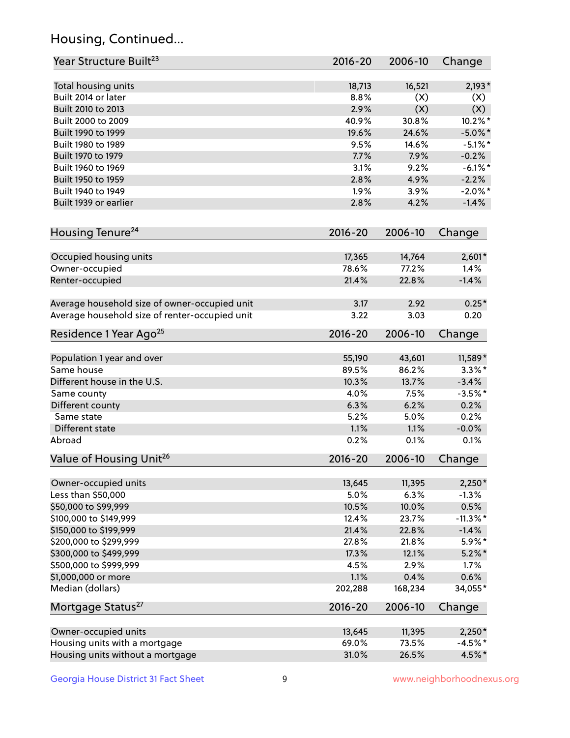## Housing, Continued...

| Year Structure Built[23] | 2016-20 | 2006-10 | Change |
|---|---|---|---|
| Total housing units | 18,713 | 16,521 | 2,193* |
| Built 2014 or later | 8.8% | (X) | (X) |
| Built 2010 to 2013 | 2.9% | (X) | (X) |
| Built 2000 to 2009 | 40.9% | 30.8% | 10.2%* |
| Built 1990 to 1999 | 19.6% | 24.6% | -5.0%* |
| Built 1980 to 1989 | 9.5% | 14.6% | -5.1%* |
| Built 1970 to 1979 | 7.7% | 7.9% | -0.2% |
| Built 1960 to 1969 | 3.1% | 9.2% | -6.1%* |
| Built 1950 to 1959 | 2.8% | 4.9% | -2.2% |
| Built 1940 to 1949 | 1.9% | 3.9% | -2.0%* |
| Built 1939 or earlier | 2.8% | 4.2% | -1.4% |

| Housing Tenure[24] | 2016-20 | 2006-10 | Change |
|---|---|---|---|
| Occupied housing units | 17,365 | 14,764 | 2,601* |
| Owner-occupied | 78.6% | 77.2% | 1.4% |
| Renter-occupied | 21.4% | 22.8% | -1.4% |
| Average household size of owner-occupied unit | 3.17 | 2.92 | 0.25* |
| Average household size of renter-occupied unit | 3.22 | 3.03 | 0.20 |

| Residence 1 Year Ago[25] | 2016-20 | 2006-10 | Change |
|---|---|---|---|
| Population 1 year and over | 55,190 | 43,601 | 11,589* |
| Same house | 89.5% | 86.2% | 3.3%* |
| Different house in the U.S. | 10.3% | 13.7% | -3.4% |
| Same county | 4.0% | 7.5% | -3.5%* |
| Different county | 6.3% | 6.2% | 0.2% |
| Same state | 5.2% | 5.0% | 0.2% |
| Different state | 1.1% | 1.1% | -0.0% |
| Abroad | 0.2% | 0.1% | 0.1% |

| Value of Housing Unit[26] | 2016-20 | 2006-10 | Change |
|---|---|---|---|
| Owner-occupied units | 13,645 | 11,395 | 2,250* |
| Less than $50,000 | 5.0% | 6.3% | -1.3% |
| $50,000 to $99,999 | 10.5% | 10.0% | 0.5% |
| $100,000 to $149,999 | 12.4% | 23.7% | -11.3%* |
| $150,000 to $199,999 | 21.4% | 22.8% | -1.4% |
| $200,000 to $299,999 | 27.8% | 21.8% | 5.9%* |
| $300,000 to $499,999 | 17.3% | 12.1% | 5.2%* |
| $500,000 to $999,999 | 4.5% | 2.9% | 1.7% |
| $1,000,000 or more | 1.1% | 0.4% | 0.6% |
| Median (dollars) | 202,288 | 168,234 | 34,055* |

| Mortgage Status[27] | 2016-20 | 2006-10 | Change |
|---|---|---|---|
| Owner-occupied units | 13,645 | 11,395 | 2,250* |
| Housing units with a mortgage | 69.0% | 73.5% | -4.5%* |
| Housing units without a mortgage | 31.0% | 26.5% | 4.5%* |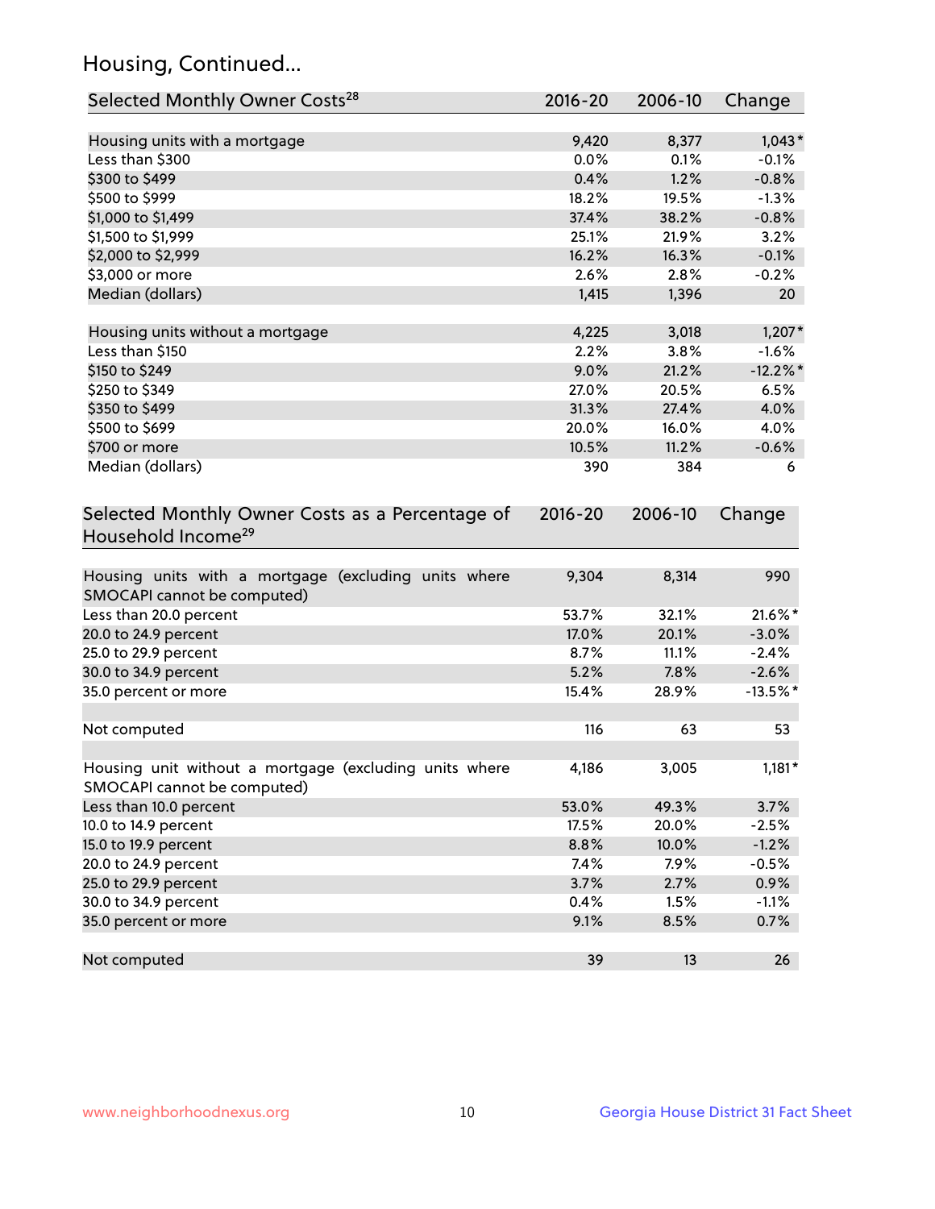## Housing, Continued...

| Selected Monthly Owner Costs[28] | 2016-20 | 2006-10 | Change |
|---|---|---|---|
| Housing units with a mortgage | 9,420 | 8,377 | 1,043* |
| Less than $300 | 0.0% | 0.1% | -0.1% |
| $300 to $499 | 0.4% | 1.2% | -0.8% |
| $500 to $999 | 18.2% | 19.5% | -1.3% |
| $1,000 to $1,499 | 37.4% | 38.2% | -0.8% |
| $1,500 to $1,999 | 25.1% | 21.9% | 3.2% |
| $2,000 to $2,999 | 16.2% | 16.3% | -0.1% |
| $3,000 or more | 2.6% | 2.8% | -0.2% |
| Median (dollars) | 1,415 | 1,396 | 20 |
| | | | |
| Housing units without a mortgage | 4,225 | 3,018 | 1,207* |
| Less than $150 | 2.2% | 3.8% | -1.6% |
| $150 to $249 | 9.0% | 21.2% | -12.2%* |
| $250 to $349 | 27.0% | 20.5% | 6.5% |
| $350 to $499 | 31.3% | 27.4% | 4.0% |
| $500 to $699 | 20.0% | 16.0% | 4.0% |
| $700 or more | 10.5% | 11.2% | -0.6% |
| Median (dollars) | 390 | 384 | 6 |

| Selected Monthly Owner Costs as a Percentage of Household Income[29] | 2016-20 | 2006-10 | Change |
|---|---|---|---|
| Housing units with a mortgage (excluding units where SMOCAPI cannot be computed) | 9,304 | 8,314 | 990 |
| Less than 20.0 percent | 53.7% | 32.1% | 21.6%* |
| 20.0 to 24.9 percent | 17.0% | 20.1% | -3.0% |
| 25.0 to 29.9 percent | 8.7% | 11.1% | -2.4% |
| 30.0 to 34.9 percent | 5.2% | 7.8% | -2.6% |
| 35.0 percent or more | 15.4% | 28.9% | -13.5%* |
| | | | |
| Not computed | 116 | 63 | 53 |
| | | | |
| Housing unit without a mortgage (excluding units where SMOCAPI cannot be computed) | 4,186 | 3,005 | 1,181* |
| Less than 10.0 percent | 53.0% | 49.3% | 3.7% |
| 10.0 to 14.9 percent | 17.5% | 20.0% | -2.5% |
| 15.0 to 19.9 percent | 8.8% | 10.0% | -1.2% |
| 20.0 to 24.9 percent | 7.4% | 7.9% | -0.5% |
| 25.0 to 29.9 percent | 3.7% | 2.7% | 0.9% |
| 30.0 to 34.9 percent | 0.4% | 1.5% | -1.1% |
| 35.0 percent or more | 9.1% | 8.5% | 0.7% |
| | | | |
| Not computed | 39 | 13 | 26 |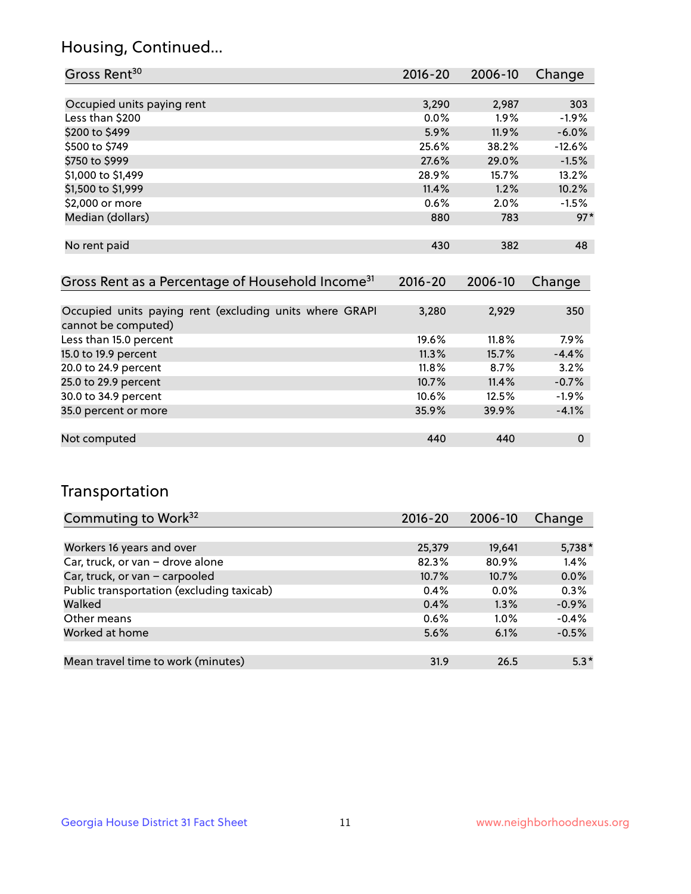## Housing, Continued...

| Gross Rent[30] | 2016-20 | 2006-10 | Change |
|---|---|---|---|
| Occupied units paying rent | 3,290 | 2,987 | 303 |
| Less than $200 | 0.0% | 1.9% | -1.9% |
| $200 to $499 | 5.9% | 11.9% | -6.0% |
| $500 to $749 | 25.6% | 38.2% | -12.6% |
| $750 to $999 | 27.6% | 29.0% | -1.5% |
| $1,000 to $1,499 | 28.9% | 15.7% | 13.2% |
| $1,500 to $1,999 | 11.4% | 1.2% | 10.2% |
| $2,000 or more | 0.6% | 2.0% | -1.5% |
| Median (dollars) | 880 | 783 | 97* |
| No rent paid | 430 | 382 | 48 |

| Gross Rent as a Percentage of Household Income[31] | 2016-20 | 2006-10 | Change |
|---|---|---|---|
| Occupied units paying rent (excluding units where GRAPI cannot be computed) | 3,280 | 2,929 | 350 |
| Less than 15.0 percent | 19.6% | 11.8% | 7.9% |
| 15.0 to 19.9 percent | 11.3% | 15.7% | -4.4% |
| 20.0 to 24.9 percent | 11.8% | 8.7% | 3.2% |
| 25.0 to 29.9 percent | 10.7% | 11.4% | -0.7% |
| 30.0 to 34.9 percent | 10.6% | 12.5% | -1.9% |
| 35.0 percent or more | 35.9% | 39.9% | -4.1% |
| Not computed | 440 | 440 | 0 |

## Transportation

| Commuting to Work[32] | 2016-20 | 2006-10 | Change |
|---|---|---|---|
| Workers 16 years and over | 25,379 | 19,641 | 5,738* |
| Car, truck, or van – drove alone | 82.3% | 80.9% | 1.4% |
| Car, truck, or van – carpooled | 10.7% | 10.7% | 0.0% |
| Public transportation (excluding taxicab) | 0.4% | 0.0% | 0.3% |
| Walked | 0.4% | 1.3% | -0.9% |
| Other means | 0.6% | 1.0% | -0.4% |
| Worked at home | 5.6% | 6.1% | -0.5% |
| Mean travel time to work (minutes) | 31.9 | 26.5 | 5.3* |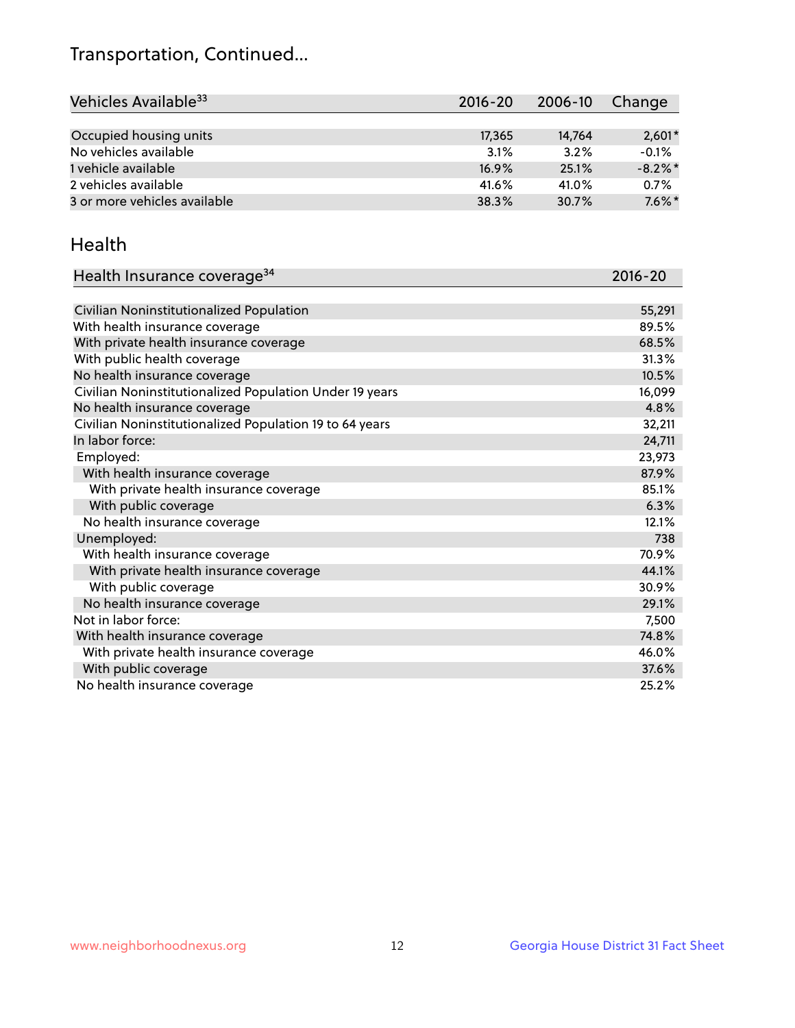# Transportation, Continued...

| Vehicles Available[33] | 2016-20 | 2006-10 | Change |
|---|---|---|---|
| Occupied housing units | 17,365 | 14,764 | 2,601* |
| No vehicles available | 3.1% | 3.2% | -0.1% |
| 1 vehicle available | 16.9% | 25.1% | -8.2%* |
| 2 vehicles available | 41.6% | 41.0% | 0.7% |
| 3 or more vehicles available | 38.3% | 30.7% | 7.6%* |

## Health

| Health Insurance coverage[34] | 2016-20 |
|---|---|
| Civilian Noninstitutionalized Population | 55,291 |
| With health insurance coverage | 89.5% |
| With private health insurance coverage | 68.5% |
| With public health coverage | 31.3% |
| No health insurance coverage | 10.5% |
| Civilian Noninstitutionalized Population Under 19 years | 16,099 |
| No health insurance coverage | 4.8% |
| Civilian Noninstitutionalized Population 19 to 64 years | 32,211 |
| In labor force: | 24,711 |
| Employed: | 23,973 |
| With health insurance coverage | 87.9% |
| With private health insurance coverage | 85.1% |
| With public coverage | 6.3% |
| No health insurance coverage | 12.1% |
| Unemployed: | 738 |
| With health insurance coverage | 70.9% |
| With private health insurance coverage | 44.1% |
| With public coverage | 30.9% |
| No health insurance coverage | 29.1% |
| Not in labor force: | 7,500 |
| With health insurance coverage | 74.8% |
| With private health insurance coverage | 46.0% |
| With public coverage | 37.6% |
| No health insurance coverage | 25.2% |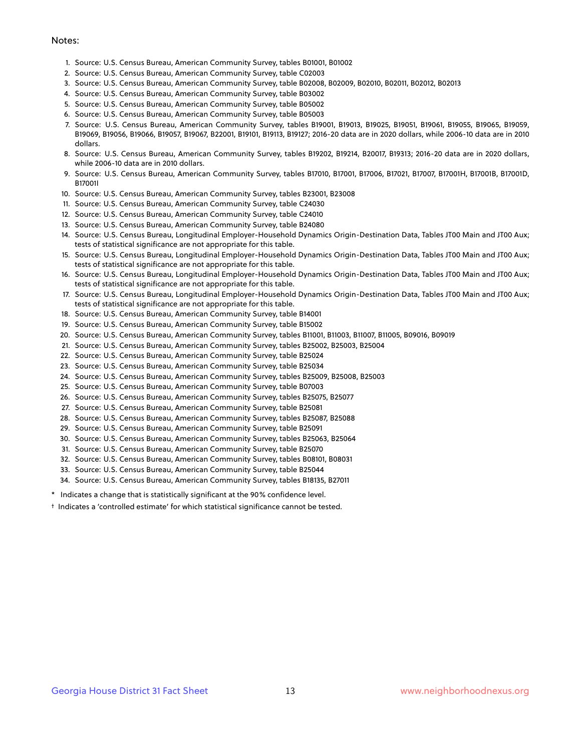Notes:

1. Source: U.S. Census Bureau, American Community Survey, tables B01001, B01002
2. Source: U.S. Census Bureau, American Community Survey, table C02003
3. Source: U.S. Census Bureau, American Community Survey, table B02008, B02009, B02010, B02011, B02012, B02013
4. Source: U.S. Census Bureau, American Community Survey, table B03002
5. Source: U.S. Census Bureau, American Community Survey, table B05002
6. Source: U.S. Census Bureau, American Community Survey, table B05003
7. Source: U.S. Census Bureau, American Community Survey, tables B19001, B19013, B19025, B19051, B19061, B19055, B19065, B19059, B19069, B19056, B19066, B19057, B19067, B22001, B19101, B19113, B19127; 2016-20 data are in 2020 dollars, while 2006-10 data are in 2010 dollars.
8. Source: U.S. Census Bureau, American Community Survey, tables B19202, B19214, B20017, B19313; 2016-20 data are in 2020 dollars, while 2006-10 data are in 2010 dollars.
9. Source: U.S. Census Bureau, American Community Survey, tables B17010, B17001, B17006, B17021, B17007, B17001H, B17001B, B17001D, B17001I
10. Source: U.S. Census Bureau, American Community Survey, tables B23001, B23008
11. Source: U.S. Census Bureau, American Community Survey, table C24030
12. Source: U.S. Census Bureau, American Community Survey, table C24010
13. Source: U.S. Census Bureau, American Community Survey, table B24080
14. Source: U.S. Census Bureau, Longitudinal Employer-Household Dynamics Origin-Destination Data, Tables JT00 Main and JT00 Aux; tests of statistical significance are not appropriate for this table.
15. Source: U.S. Census Bureau, Longitudinal Employer-Household Dynamics Origin-Destination Data, Tables JT00 Main and JT00 Aux; tests of statistical significance are not appropriate for this table.
16. Source: U.S. Census Bureau, Longitudinal Employer-Household Dynamics Origin-Destination Data, Tables JT00 Main and JT00 Aux; tests of statistical significance are not appropriate for this table.
17. Source: U.S. Census Bureau, Longitudinal Employer-Household Dynamics Origin-Destination Data, Tables JT00 Main and JT00 Aux; tests of statistical significance are not appropriate for this table.
18. Source: U.S. Census Bureau, American Community Survey, table B14001
19. Source: U.S. Census Bureau, American Community Survey, table B15002
20. Source: U.S. Census Bureau, American Community Survey, tables B11001, B11003, B11007, B11005, B09016, B09019
21. Source: U.S. Census Bureau, American Community Survey, tables B25002, B25003, B25004
22. Source: U.S. Census Bureau, American Community Survey, table B25024
23. Source: U.S. Census Bureau, American Community Survey, table B25034
24. Source: U.S. Census Bureau, American Community Survey, tables B25009, B25008, B25003
25. Source: U.S. Census Bureau, American Community Survey, table B07003
26. Source: U.S. Census Bureau, American Community Survey, tables B25075, B25077
27. Source: U.S. Census Bureau, American Community Survey, table B25081
28. Source: U.S. Census Bureau, American Community Survey, tables B25087, B25088
29. Source: U.S. Census Bureau, American Community Survey, table B25091
30. Source: U.S. Census Bureau, American Community Survey, tables B25063, B25064
31. Source: U.S. Census Bureau, American Community Survey, table B25070
32. Source: U.S. Census Bureau, American Community Survey, tables B08101, B08031
33. Source: U.S. Census Bureau, American Community Survey, table B25044
34. Source: U.S. Census Bureau, American Community Survey, tables B18135, B27011

\* Indicates a change that is statistically significant at the 90% confidence level.

† Indicates a 'controlled estimate' for which statistical significance cannot be tested.